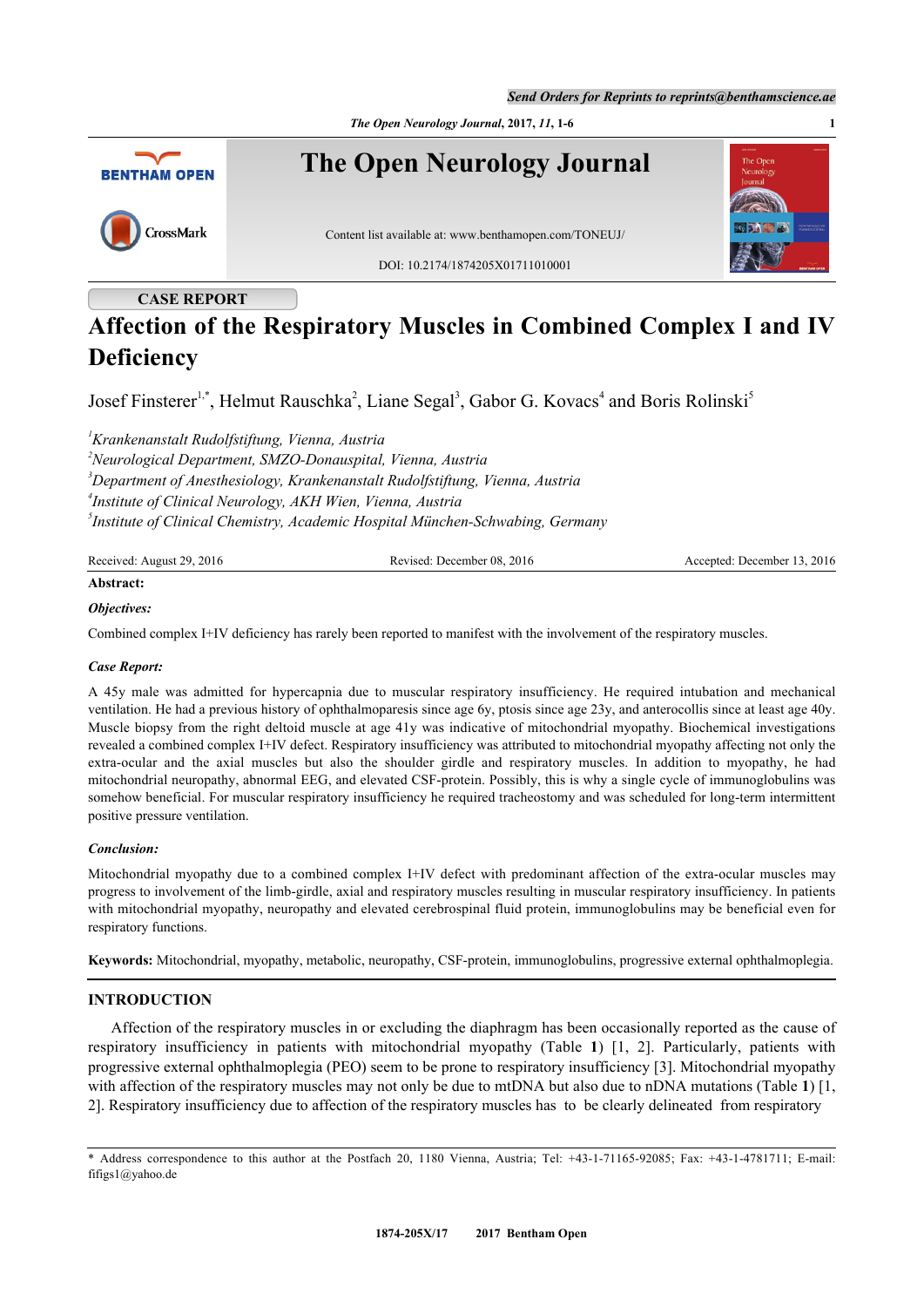CASE REPORT

# Affection of the Respiratory Muscles in Combined Complex I and IV Deficiency

Josef Finsterer[1,*], Helmut Rauschka[2], Liane Segal[3], Gabor G. Kovacs[4] and Boris Rolinski[5]

[1]*Krankenanstalt Rudolfstiftung, Vienna, Austria*
[2]*Neurological Department, SMZO-Donauspital, Vienna, Austria*
[3]*Department of Anesthesiology, Krankenanstalt Rudolfstiftung, Vienna, Austria*
[4]*Institute of Clinical Neurology, AKH Wien, Vienna, Austria*
[5]*Institute of Clinical Chemistry, Academic Hospital München-Schwabing, Germany*

Received: August 29, 2016 Revised: December 08, 2016 Accepted: December 13, 2016

**Abstract:**

***Objectives:***

Combined complex I+IV deficiency has rarely been reported to manifest with the involvement of the respiratory muscles.

***Case Report:***

A 45y male was admitted for hypercapnia due to muscular respiratory insufficiency. He required intubation and mechanical ventilation. He had a previous history of ophthalmoparesis since age 6y, ptosis since age 23y, and anterocollis since at least age 40y. Muscle biopsy from the right deltoid muscle at age 41y was indicative of mitochondrial myopathy. Biochemical investigations revealed a combined complex I+IV defect. Respiratory insufficiency was attributed to mitochondrial myopathy affecting not only the extra-ocular and the axial muscles but also the shoulder girdle and respiratory muscles. In addition to myopathy, he had mitochondrial neuropathy, abnormal EEG, and elevated CSF-protein. Possibly, this is why a single cycle of immunoglobulins was somehow beneficial. For muscular respiratory insufficiency he required tracheostomy and was scheduled for long-term intermittent positive pressure ventilation.

***Conclusion:***

Mitochondrial myopathy due to a combined complex I+IV defect with predominant affection of the extra-ocular muscles may progress to involvement of the limb-girdle, axial and respiratory muscles resulting in muscular respiratory insufficiency. In patients with mitochondrial myopathy, neuropathy and elevated cerebrospinal fluid protein, immunoglobulins may be beneficial even for respiratory functions.

**Keywords:** Mitochondrial, myopathy, metabolic, neuropathy, CSF-protein, immunoglobulins, progressive external ophthalmoplegia.

## INTRODUCTION

Affection of the respiratory muscles in or excluding the diaphragm has been occasionally reported as the cause of respiratory insufficiency in patients with mitochondrial myopathy (Table **1**) [1, 2]. Particularly, patients with progressive external ophthalmoplegia (PEO) seem to be prone to respiratory insufficiency [3]. Mitochondrial myopathy with affection of the respiratory muscles may not only be due to mtDNA but also due to nDNA mutations (Table **1**) [1, 2]. Respiratory insufficiency due to affection of the respiratory muscles has to be clearly delineated from respiratory

\* Address correspondence to this author at the Postfach 20, 1180 Vienna, Austria; Tel: +43-1-71165-92085; Fax: +43-1-4781711; E-mail: fifigs1@yahoo.de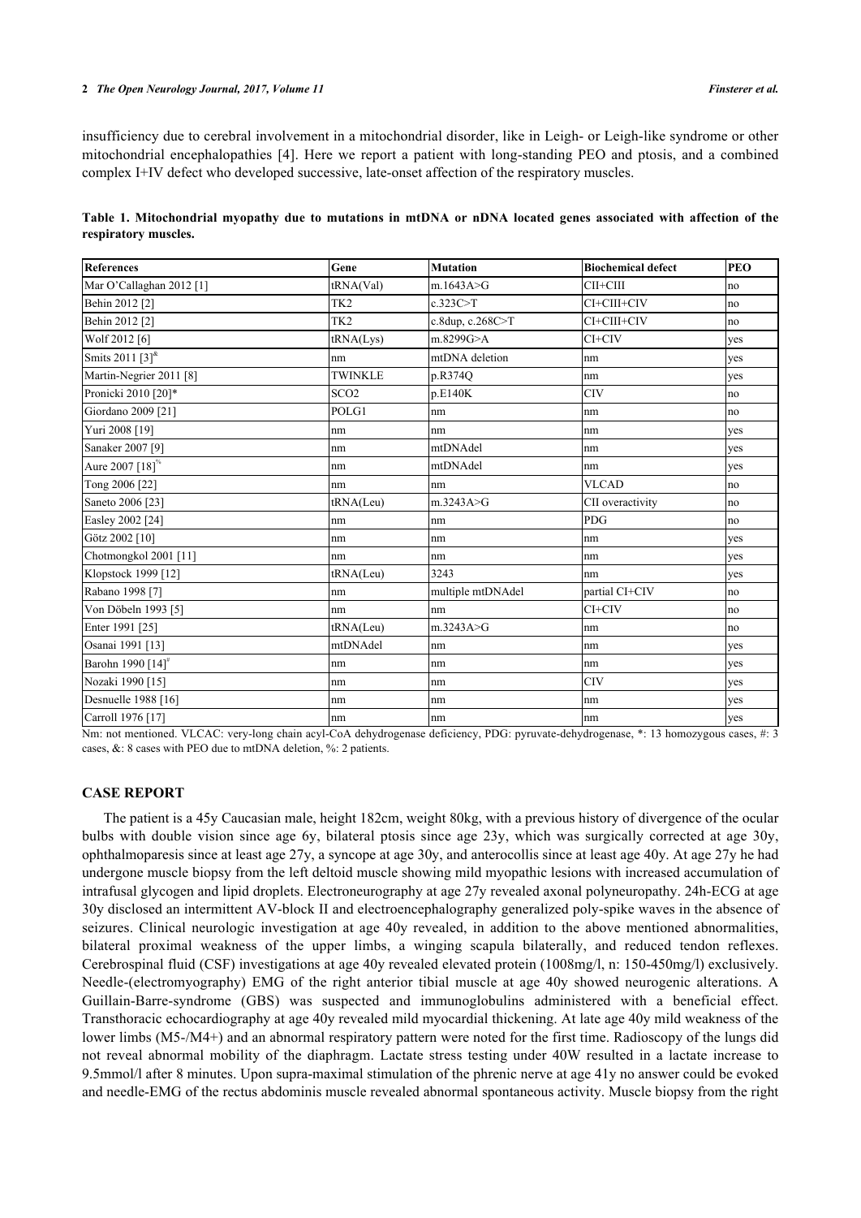insufficiency due to cerebral involvement in a mitochondrial disorder, like in Leigh- or Leigh-like syndrome or other mitochondrial encephalopathies [4]. Here we report a patient with long-standing PEO and ptosis, and a combined complex I+IV defect who developed successive, late-onset affection of the respiratory muscles.

**Table 1. Mitochondrial myopathy due to mutations in mtDNA or nDNA located genes associated with affection of the respiratory muscles.**

| References | Gene | Mutation | Biochemical defect | PEO |
|---|---|---|---|---|
| Mar O'Callaghan 2012 [1] | tRNA(Val) | m.1643A>G | CII+CIII | no |
| Behin 2012 [2] | TK2 | c.323C>T | CI+CIII+CIV | no |
| Behin 2012 [2] | TK2 | c.8dup, c.268C>T | CI+CIII+CIV | no |
| Wolf 2012 [6] | tRNA(Lys) | m.8299G>A | CI+CIV | yes |
| Smits 2011 [3][&] | nm | mtDNA deletion | nm | yes |
| Martin-Negrier 2011 [8] | TWINKLE | p.R374Q | nm | yes |
| Pronicki 2010 [20]* | SCO2 | p.E140K | CIV | no |
| Giordano 2009 [21] | POLG1 | nm | nm | no |
| Yuri 2008 [19] | nm | nm | nm | yes |
| Sanaker 2007 [9] | nm | mtDNAdel | nm | yes |
| Aure 2007 [18][%] | nm | mtDNAdel | nm | yes |
| Tong 2006 [22] | nm | nm | VLCAD | no |
| Saneto 2006 [23] | tRNA(Leu) | m.3243A>G | CII overactivity | no |
| Easley 2002 [24] | nm | nm | PDG | no |
| Götz 2002 [10] | nm | nm | nm | yes |
| Chotmongkol 2001 [11] | nm | nm | nm | yes |
| Klopstock 1999 [12] | tRNA(Leu) | 3243 | nm | yes |
| Rabano 1998 [7] | nm | multiple mtDNAdel | partial CI+CIV | no |
| Von Döbeln 1993 [5] | nm | nm | CI+CIV | no |
| Enter 1991 [25] | tRNA(Leu) | m.3243A>G | nm | no |
| Osanai 1991 [13] | mtDNAdel | nm | nm | yes |
| Barohn 1990 [14][#] | nm | nm | nm | yes |
| Nozaki 1990 [15] | nm | nm | CIV | yes |
| Desnuelle 1988 [16] | nm | nm | nm | yes |
| Carroll 1976 [17] | nm | nm | nm | yes |

Nm: not mentioned. VLCAC: very-long chain acyl-CoA dehydrogenase deficiency, PDG: pyruvate-dehydrogenase, *: 13 homozygous cases, #: 3 cases, &: 8 cases with PEO due to mtDNA deletion, %: 2 patients.

## CASE REPORT

The patient is a 45y Caucasian male, height 182cm, weight 80kg, with a previous history of divergence of the ocular bulbs with double vision since age 6y, bilateral ptosis since age 23y, which was surgically corrected at age 30y, ophthalmoparesis since at least age 27y, a syncope at age 30y, and anterocollis since at least age 40y. At age 27y he had undergone muscle biopsy from the left deltoid muscle showing mild myopathic lesions with increased accumulation of intrafusal glycogen and lipid droplets. Electroneurography at age 27y revealed axonal polyneuropathy. 24h-ECG at age 30y disclosed an intermittent AV-block II and electroencephalography generalized poly-spike waves in the absence of seizures. Clinical neurologic investigation at age 40y revealed, in addition to the above mentioned abnormalities, bilateral proximal weakness of the upper limbs, a winging scapula bilaterally, and reduced tendon reflexes. Cerebrospinal fluid (CSF) investigations at age 40y revealed elevated protein (1008mg/l, n: 150-450mg/l) exclusively. Needle-(electromyography) EMG of the right anterior tibial muscle at age 40y showed neurogenic alterations. A Guillain-Barre-syndrome (GBS) was suspected and immunoglobulins administered with a beneficial effect. Transthoracic echocardiography at age 40y revealed mild myocardial thickening. At late age 40y mild weakness of the lower limbs (M5-/M4+) and an abnormal respiratory pattern were noted for the first time. Radioscopy of the lungs did not reveal abnormal mobility of the diaphragm. Lactate stress testing under 40W resulted in a lactate increase to 9.5mmol/l after 8 minutes. Upon supra-maximal stimulation of the phrenic nerve at age 41y no answer could be evoked and needle-EMG of the rectus abdominis muscle revealed abnormal spontaneous activity. Muscle biopsy from the right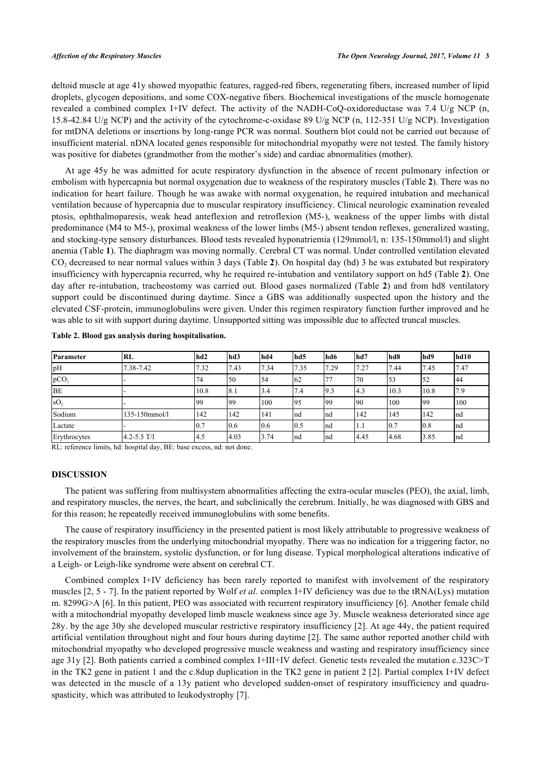deltoid muscle at age 41y showed myopathic features, ragged-red fibers, regenerating fibers, increased number of lipid droplets, glycogen depositions, and some COX-negative fibers. Biochemical investigations of the muscle homogenate revealed a combined complex I+IV defect. The activity of the NADH-CoQ-oxidoreductase was 7.4 U/g NCP (n, 15.8-42.84 U/g NCP) and the activity of the cytochrome-c-oxidase 89 U/g NCP (n, 112-351 U/g NCP). Investigation for mtDNA deletions or insertions by long-range PCR was normal. Southern blot could not be carried out because of insufficient material. nDNA located genes responsible for mitochondrial myopathy were not tested. The family history was positive for diabetes (grandmother from the mother's side) and cardiac abnormalities (mother).

At age 45y he was admitted for acute respiratory dysfunction in the absence of recent pulmonary infection or embolism with hypercapnia but normal oxygenation due to weakness of the respiratory muscles (Table **2**). There was no indication for heart failure. Though he was awake with normal oxygenation, he required intubation and mechanical ventilation because of hypercapnia due to muscular respiratory insufficiency. Clinical neurologic examination revealed ptosis, ophthalmoparesis, weak head anteflexion and retroflexion (M5-), weakness of the upper limbs with distal predominance (M4 to M5-), proximal weakness of the lower limbs (M5-) absent tendon reflexes, generalized wasting, and stocking-type sensory disturbances. Blood tests revealed hyponatriemia (129mmol/l, n: 135-150mmol/l) and slight anemia (Table **1**). The diaphragm was moving normally. Cerebral CT was normal. Under controlled ventilation elevated $CO_2$ decreased to near normal values within 3 days (Table **2**). On hospital day (hd) 3 he was extubated but respiratory insufficiency with hypercapnia recurred, why he required re-intubation and ventilatory support on hd5 (Table **2**). One day after re-intubation, tracheostomy was carried out. Blood gases normalized (Table **2**) and from hd8 ventilatory support could be discontinued during daytime. Since a GBS was additionally suspected upon the history and the elevated CSF-protein, immunoglobulins were given. Under this regimen respiratory function further improved and he was able to sit with support during daytime. Unsupported sitting was impossible due to affected truncal muscles.

**Table 2. Blood gas analysis during hospitalisation.**

| Parameter | RL | hd2 | hd3 | hd4 | hd5 | hd6 | hd7 | hd8 | hd9 | hd10 |
|---|---|---|---|---|---|---|---|---|---|---|
| pH | 7.38-7.42 | 7.32 | 7.43 | 7.34 | 7.35 | 7.29 | 7.27 | 7.44 | 7.45 | 7.47 |
| $pCO_2$ | - | 74 | 50 | 54 | 62 | 77 | 70 | 53 | 52 | 44 |
| BE | - | 10.8 | 8.1 | 3.4 | 7.4 | 9.3 | 4.3 | 10.3 | 10.8 | 7.9 |
| $sO_2$ | - | 99 | 99 | 100 | 95 | 99 | 90 | 100 | 99 | 100 |
| Sodium | 135-150mmol/l | 142 | 142 | 141 | nd | nd | 142 | 145 | 142 | nd |
| Lactate | - | 0.7 | 0.6 | 0.6 | 0.5 | nd | 1.1 | 0.7 | 0.8 | nd |
| Erythrocytes | 4.2-5.5 T/l | 4.5 | 4.03 | 3.74 | nd | nd | 4.45 | 4.68 | 3.85 | nd |

RL: reference limits, hd: hospital day, BE: base excess, nd: not done.

## DISCUSSION

The patient was suffering from multisystem abnormalities affecting the extra-ocular muscles (PEO), the axial, limb, and respiratory muscles, the nerves, the heart, and subclinically the cerebrum. Initially, he was diagnosed with GBS and for this reason; he repeatedly received immunoglobulins with some benefits.

The cause of respiratory insufficiency in the presented patient is most likely attributable to progressive weakness of the respiratory muscles from the underlying mitochondrial myopathy. There was no indication for a triggering factor, no involvement of the brainstem, systolic dysfunction, or for lung disease. Typical morphological alterations indicative of a Leigh- or Leigh-like syndrome were absent on cerebral CT.

Combined complex I+IV deficiency has been rarely reported to manifest with involvement of the respiratory muscles [2, 5 - 7]. In the patient reported by Wolf *et al*. complex I+IV deficiency was due to the tRNA(Lys) mutation m. 8299G>A [6]. In this patient, PEO was associated with recurrent respiratory insufficiency [6]. Another female child with a mitochondrial myopathy developed limb muscle weakness since age 3y. Muscle weakness deteriorated since age 28y. by the age 30y she developed muscular restrictive respiratory insufficiency [2]. At age 44y, the patient required artificial ventilation throughout night and four hours during daytime [2]. The same author reported another child with mitochondrial myopathy who developed progressive muscle weakness and wasting and respiratory insufficiency since age 31y [2]. Both patients carried a combined complex I+III+IV defect. Genetic tests revealed the mutation c.323C>T in the TK2 gene in patient 1 and the c.8dup duplication in the TK2 gene in patient 2 [2]. Partial complex I+IV defect was detected in the muscle of a 13y patient who developed sudden-onset of respiratory insufficiency and quadru-spasticity, which was attributed to leukodystrophy [7].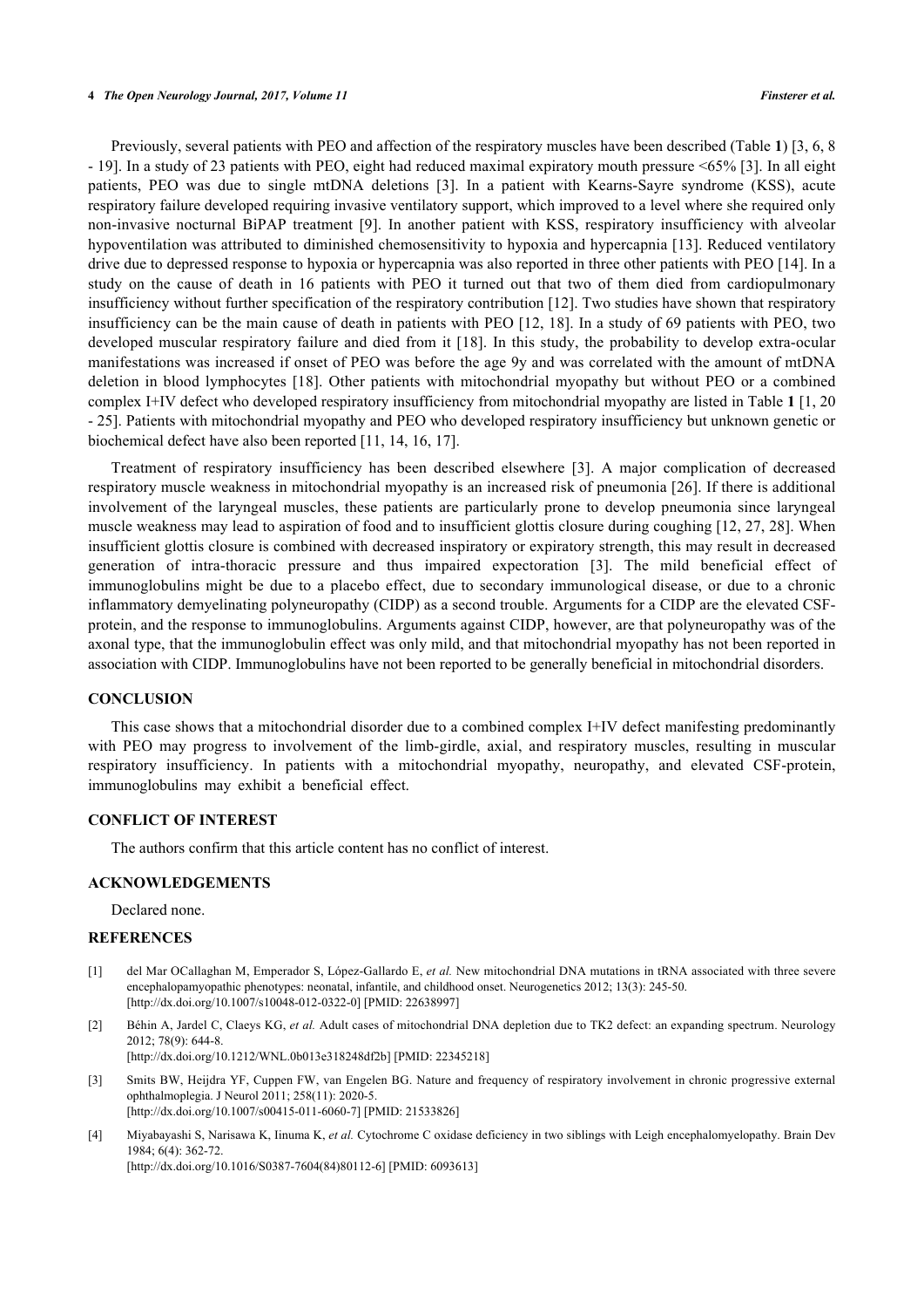Previously, several patients with PEO and affection of the respiratory muscles have been described (Table **1**) [3, 6, 8 - 19]. In a study of 23 patients with PEO, eight had reduced maximal expiratory mouth pressure <65% [3]. In all eight patients, PEO was due to single mtDNA deletions [3]. In a patient with Kearns-Sayre syndrome (KSS), acute respiratory failure developed requiring invasive ventilatory support, which improved to a level where she required only non-invasive nocturnal BiPAP treatment [9]. In another patient with KSS, respiratory insufficiency with alveolar hypoventilation was attributed to diminished chemosensitivity to hypoxia and hypercapnia [13]. Reduced ventilatory drive due to depressed response to hypoxia or hypercapnia was also reported in three other patients with PEO [14]. In a study on the cause of death in 16 patients with PEO it turned out that two of them died from cardiopulmonary insufficiency without further specification of the respiratory contribution [12]. Two studies have shown that respiratory insufficiency can be the main cause of death in patients with PEO [12, 18]. In a study of 69 patients with PEO, two developed muscular respiratory failure and died from it [18]. In this study, the probability to develop extra-ocular manifestations was increased if onset of PEO was before the age 9y and was correlated with the amount of mtDNA deletion in blood lymphocytes [18]. Other patients with mitochondrial myopathy but without PEO or a combined complex I+IV defect who developed respiratory insufficiency from mitochondrial myopathy are listed in Table **1** [1, 20 - 25]. Patients with mitochondrial myopathy and PEO who developed respiratory insufficiency but unknown genetic or biochemical defect have also been reported [11, 14, 16, 17].

Treatment of respiratory insufficiency has been described elsewhere [3]. A major complication of decreased respiratory muscle weakness in mitochondrial myopathy is an increased risk of pneumonia [26]. If there is additional involvement of the laryngeal muscles, these patients are particularly prone to develop pneumonia since laryngeal muscle weakness may lead to aspiration of food and to insufficient glottis closure during coughing [12, 27, 28]. When insufficient glottis closure is combined with decreased inspiratory or expiratory strength, this may result in decreased generation of intra-thoracic pressure and thus impaired expectoration [3]. The mild beneficial effect of immunoglobulins might be due to a placebo effect, due to secondary immunological disease, or due to a chronic inflammatory demyelinating polyneuropathy (CIDP) as a second trouble. Arguments for a CIDP are the elevated CSF-protein, and the response to immunoglobulins. Arguments against CIDP, however, are that polyneuropathy was of the axonal type, that the immunoglobulin effect was only mild, and that mitochondrial myopathy has not been reported in association with CIDP. Immunoglobulins have not been reported to be generally beneficial in mitochondrial disorders.

## CONCLUSION

This case shows that a mitochondrial disorder due to a combined complex I+IV defect manifesting predominantly with PEO may progress to involvement of the limb-girdle, axial, and respiratory muscles, resulting in muscular respiratory insufficiency. In patients with a mitochondrial myopathy, neuropathy, and elevated CSF-protein, immunoglobulins may exhibit a beneficial effect.

## CONFLICT OF INTEREST

The authors confirm that this article content has no conflict of interest.

## ACKNOWLEDGEMENTS

Declared none.

## REFERENCES

[1] del Mar OCallaghan M, Emperador S, López-Gallardo E, *et al.* New mitochondrial DNA mutations in tRNA associated with three severe encephalopamyopathic phenotypes: neonatal, infantile, and childhood onset. Neurogenetics 2012; 13(3): 245-50. [http://dx.doi.org/10.1007/s10048-012-0322-0] [PMID: 22638997]

[2] Béhin A, Jardel C, Claeys KG, *et al.* Adult cases of mitochondrial DNA depletion due to TK2 defect: an expanding spectrum. Neurology 2012; 78(9): 644-8. [http://dx.doi.org/10.1212/WNL.0b013e318248df2b] [PMID: 22345218]

[3] Smits BW, Heijdra YF, Cuppen FW, van Engelen BG. Nature and frequency of respiratory involvement in chronic progressive external ophthalmoplegia. J Neurol 2011; 258(11): 2020-5. [http://dx.doi.org/10.1007/s00415-011-6060-7] [PMID: 21533826]

[4] Miyabayashi S, Narisawa K, Iinuma K, *et al.* Cytochrome C oxidase deficiency in two siblings with Leigh encephalomyelopathy. Brain Dev 1984; 6(4): 362-72. [http://dx.doi.org/10.1016/S0387-7604(84)80112-6] [PMID: 6093613]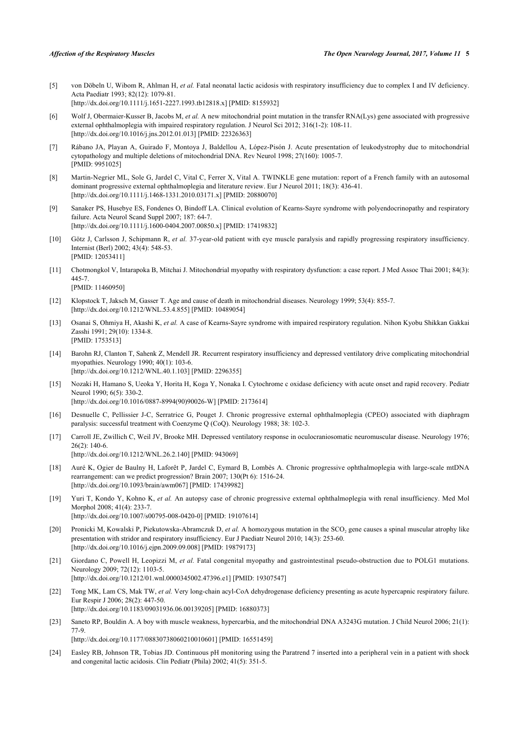[5] von Döbeln U, Wibom R, Ahlman H, *et al.* Fatal neonatal lactic acidosis with respiratory insufficiency due to complex I and IV deficiency. Acta Paediatr 1993; 82(12): 1079-81.
[http://dx.doi.org/10.1111/j.1651-2227.1993.tb12818.x] [PMID: 8155932]

[6] Wolf J, Obermaier-Kusser B, Jacobs M, *et al.* A new mitochondrial point mutation in the transfer RNA(Lys) gene associated with progressive external ophthalmoplegia with impaired respiratory regulation. J Neurol Sci 2012; 316(1-2): 108-11.
[http://dx.doi.org/10.1016/j.jns.2012.01.013] [PMID: 22326363]

[7] Rábano JA, Playan A, Guirado F, Montoya J, Baldellou A, López-Pisón J. Acute presentation of leukodystrophy due to mitochondrial cytopathology and multiple deletions of mitochondrial DNA. Rev Neurol 1998; 27(160): 1005-7.
[PMID: 9951025]

[8] Martin-Negrier ML, Sole G, Jardel C, Vital C, Ferrer X, Vital A. TWINKLE gene mutation: report of a French family with an autosomal dominant progressive external ophthalmoplegia and literature review. Eur J Neurol 2011; 18(3): 436-41.
[http://dx.doi.org/10.1111/j.1468-1331.2010.03171.x] [PMID: 20880070]

[9] Sanaker PS, Husebye ES, Fondenes O, Bindoff LA. Clinical evolution of Kearns-Sayre syndrome with polyendocrinopathy and respiratory failure. Acta Neurol Scand Suppl 2007; 187: 64-7.
[http://dx.doi.org/10.1111/j.1600-0404.2007.00850.x] [PMID: 17419832]

[10] Götz J, Carlsson J, Schipmann R, *et al.* 37-year-old patient with eye muscle paralysis and rapidly progressing respiratory insufficiency. Internist (Berl) 2002; 43(4): 548-53.
[PMID: 12053411]

[11] Chotmongkol V, Intarapoka B, Mitchai J. Mitochondrial myopathy with respiratory dysfunction: a case report. J Med Assoc Thai 2001; 84(3): 445-7.
[PMID: 11460950]

[12] Klopstock T, Jaksch M, Gasser T. Age and cause of death in mitochondrial diseases. Neurology 1999; 53(4): 855-7.
[http://dx.doi.org/10.1212/WNL.53.4.855] [PMID: 10489054]

[13] Osanai S, Ohmiya H, Akashi K, *et al.* A case of Kearns-Sayre syndrome with impaired respiratory regulation. Nihon Kyobu Shikkan Gakkai Zasshi 1991; 29(10): 1334-8.
[PMID: 1753513]

[14] Barohn RJ, Clanton T, Sahenk Z, Mendell JR. Recurrent respiratory insufficiency and depressed ventilatory drive complicating mitochondrial myopathies. Neurology 1990; 40(1): 103-6.
[http://dx.doi.org/10.1212/WNL.40.1.103] [PMID: 2296355]

[15] Nozaki H, Hamano S, Ueoka Y, Horita H, Koga Y, Nonaka I. Cytochrome c oxidase deficiency with acute onset and rapid recovery. Pediatr Neurol 1990; 6(5): 330-2.
[http://dx.doi.org/10.1016/0887-8994(90)90026-W] [PMID: 2173614]

[16] Desnuelle C, Pellissier J-C, Serratrice G, Pouget J. Chronic progressive external ophthalmoplegia (CPEO) associated with diaphragm paralysis: successful treatment with Coenzyme Q (CoQ). Neurology 1988; 38: 102-3.

[17] Carroll JE, Zwillich C, Weil JV, Brooke MH. Depressed ventilatory response in oculocraniosomatic neuromuscular disease. Neurology 1976; 26(2): 140-6.
[http://dx.doi.org/10.1212/WNL.26.2.140] [PMID: 943069]

[18] Auré K, Ogier de Baulny H, Laforêt P, Jardel C, Eymard B, Lombès A. Chronic progressive ophthalmoplegia with large-scale mtDNA rearrangement: can we predict progression? Brain 2007; 130(Pt 6): 1516-24.
[http://dx.doi.org/10.1093/brain/awm067] [PMID: 17439982]

[19] Yuri T, Kondo Y, Kohno K, *et al.* An autopsy case of chronic progressive external ophthalmoplegia with renal insufficiency. Med Mol Morphol 2008; 41(4): 233-7.
[http://dx.doi.org/10.1007/s00795-008-0420-0] [PMID: 19107614]

[20] Pronicki M, Kowalski P, Piekutowska-Abramczuk D, *et al.* A homozygous mutation in the $SCO_2$ gene causes a spinal muscular atrophy like presentation with stridor and respiratory insufficiency. Eur J Paediatr Neurol 2010; 14(3): 253-60.
[http://dx.doi.org/10.1016/j.ejpn.2009.09.008] [PMID: 19879173]

[21] Giordano C, Powell H, Leopizzi M, *et al.* Fatal congenital myopathy and gastrointestinal pseudo-obstruction due to POLG1 mutations. Neurology 2009; 72(12): 1103-5.
[http://dx.doi.org/10.1212/01.wnl.0000345002.47396.e1] [PMID: 19307547]

[22] Tong MK, Lam CS, Mak TW, *et al.* Very long-chain acyl-CoA dehydrogenase deficiency presenting as acute hypercapnic respiratory failure. Eur Respir J 2006; 28(2): 447-50.
[http://dx.doi.org/10.1183/09031936.06.00139205] [PMID: 16880373]

[23] Saneto RP, Bouldin A. A boy with muscle weakness, hypercarbia, and the mitochondrial DNA A3243G mutation. J Child Neurol 2006; 21(1): 77-9.
[http://dx.doi.org/10.1177/08830738060210010601] [PMID: 16551459]

[24] Easley RB, Johnson TR, Tobias JD. Continuous pH monitoring using the Paratrend 7 inserted into a peripheral vein in a patient with shock and congenital lactic acidosis. Clin Pediatr (Phila) 2002; 41(5): 351-5.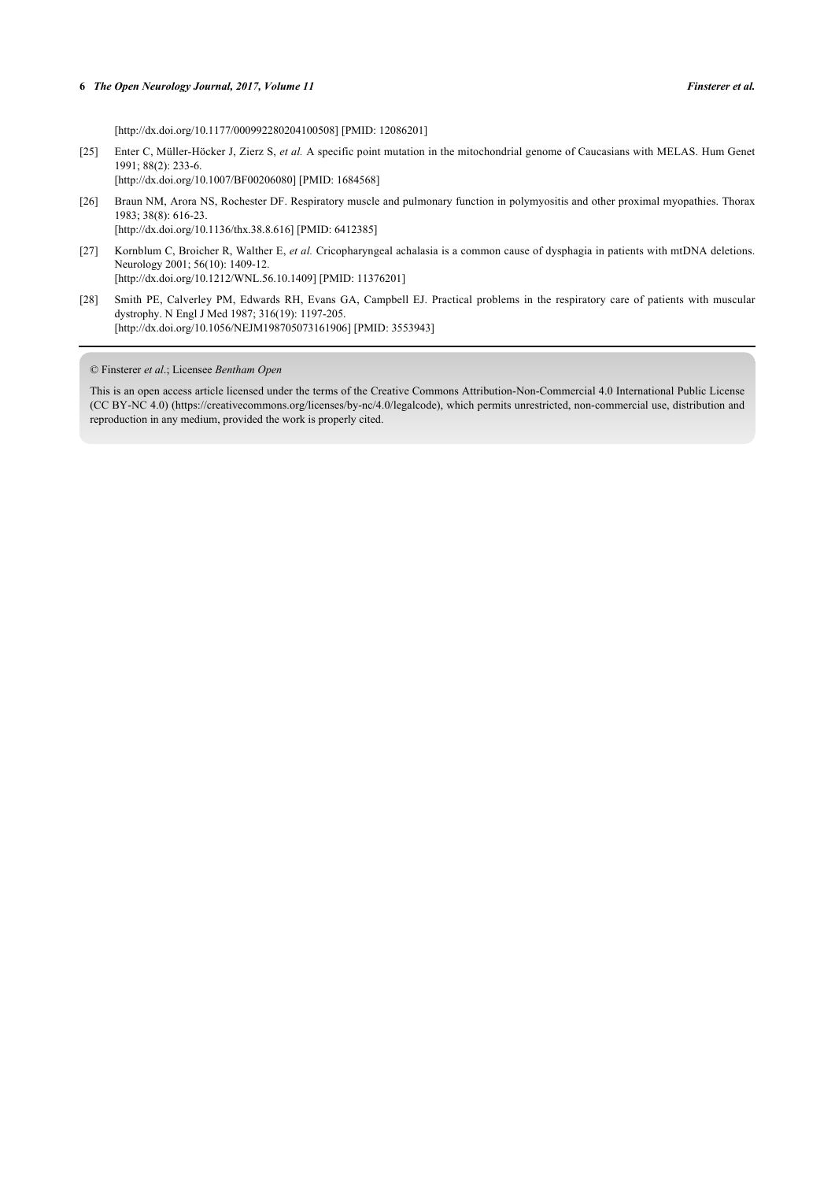[http://dx.doi.org/10.1177/000992280204100508] [PMID: 12086201]

[25] Enter C, Müller-Höcker J, Zierz S, *et al.* A specific point mutation in the mitochondrial genome of Caucasians with MELAS. Hum Genet 1991; 88(2): 233-6.
[http://dx.doi.org/10.1007/BF00206080] [PMID: 1684568]

[26] Braun NM, Arora NS, Rochester DF. Respiratory muscle and pulmonary function in polymyositis and other proximal myopathies. Thorax 1983; 38(8): 616-23.
[http://dx.doi.org/10.1136/thx.38.8.616] [PMID: 6412385]

[27] Kornblum C, Broicher R, Walther E, *et al.* Cricopharyngeal achalasia is a common cause of dysphagia in patients with mtDNA deletions. Neurology 2001; 56(10): 1409-12.
[http://dx.doi.org/10.1212/WNL.56.10.1409] [PMID: 11376201]

[28] Smith PE, Calverley PM, Edwards RH, Evans GA, Campbell EJ. Practical problems in the respiratory care of patients with muscular dystrophy. N Engl J Med 1987; 316(19): 1197-205.
[http://dx.doi.org/10.1056/NEJM198705073161906] [PMID: 3553943]

---

© Finsterer *et al*.; Licensee *Bentham Open*

This is an open access article licensed under the terms of the Creative Commons Attribution-Non-Commercial 4.0 International Public License (CC BY-NC 4.0) (https://creativecommons.org/licenses/by-nc/4.0/legalcode), which permits unrestricted, non-commercial use, distribution and reproduction in any medium, provided the work is properly cited.